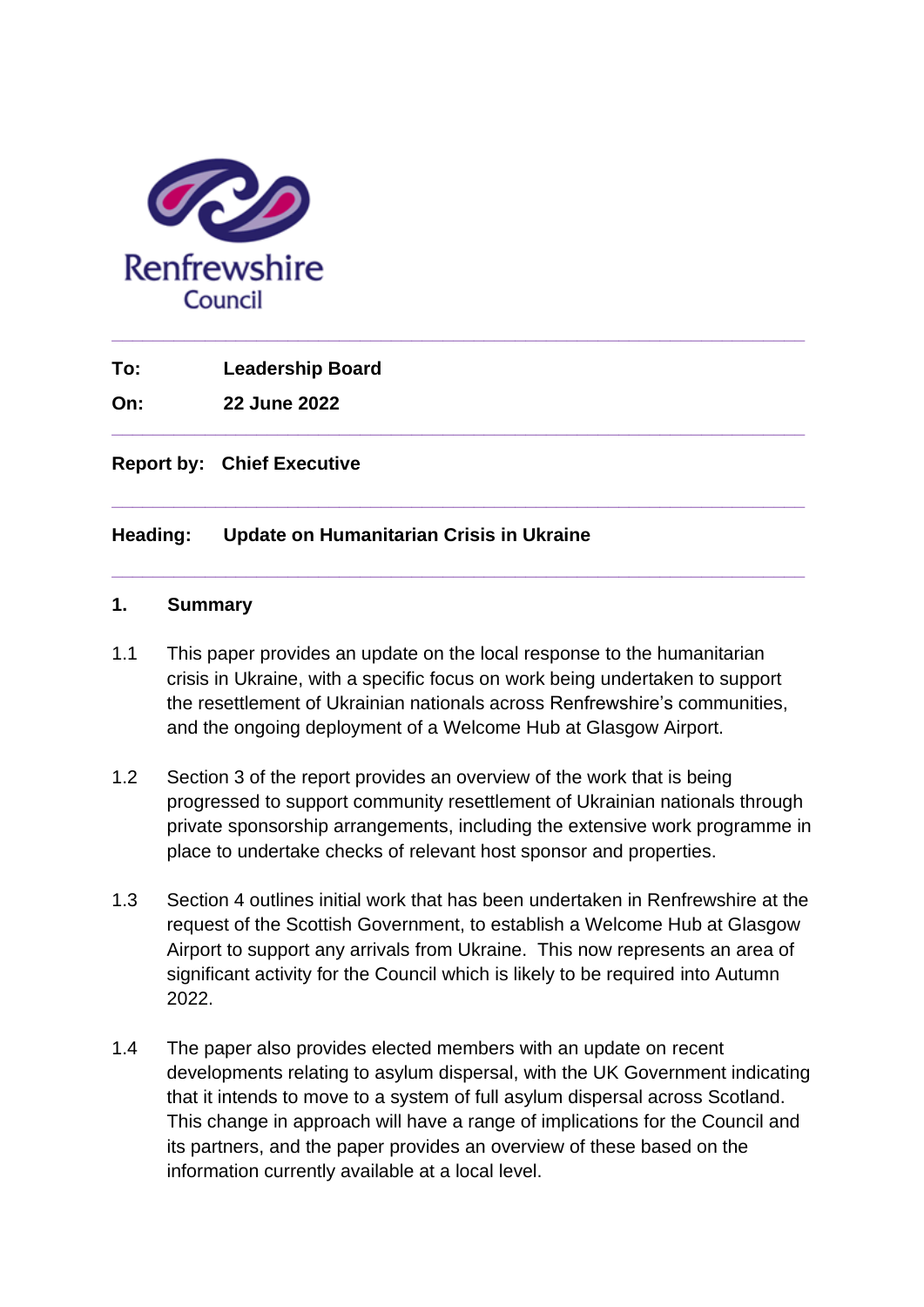Renfrewshire Council

---

**To:** **Leadership Board**

**On:** **22 June 2022**

---

**Report by:** **Chief Executive**

---

**Heading:** **Update on Humanitarian Crisis in Ukraine**

---

## 1. Summary

1.1 This paper provides an update on the local response to the humanitarian crisis in Ukraine, with a specific focus on work being undertaken to support the resettlement of Ukrainian nationals across Renfrewshire's communities, and the ongoing deployment of a Welcome Hub at Glasgow Airport.

1.2 Section 3 of the report provides an overview of the work that is being progressed to support community resettlement of Ukrainian nationals through private sponsorship arrangements, including the extensive work programme in place to undertake checks of relevant host sponsor and properties.

1.3 Section 4 outlines initial work that has been undertaken in Renfrewshire at the request of the Scottish Government, to establish a Welcome Hub at Glasgow Airport to support any arrivals from Ukraine. This now represents an area of significant activity for the Council which is likely to be required into Autumn 2022.

1.4 The paper also provides elected members with an update on recent developments relating to asylum dispersal, with the UK Government indicating that it intends to move to a system of full asylum dispersal across Scotland. This change in approach will have a range of implications for the Council and its partners, and the paper provides an overview of these based on the information currently available at a local level.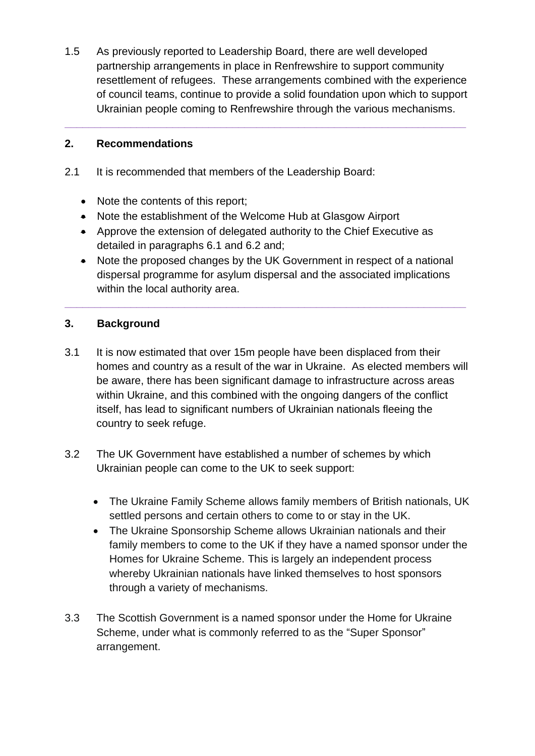1.5 As previously reported to Leadership Board, there are well developed partnership arrangements in place in Renfrewshire to support community resettlement of refugees. These arrangements combined with the experience of council teams, continue to provide a solid foundation upon which to support Ukrainian people coming to Renfrewshire through the various mechanisms.

---

## 2. Recommendations

2.1 It is recommended that members of the Leadership Board:

- Note the contents of this report;
- Note the establishment of the Welcome Hub at Glasgow Airport
- Approve the extension of delegated authority to the Chief Executive as detailed in paragraphs 6.1 and 6.2 and;
- Note the proposed changes by the UK Government in respect of a national dispersal programme for asylum dispersal and the associated implications within the local authority area.

---

## 3. Background

3.1 It is now estimated that over 15m people have been displaced from their homes and country as a result of the war in Ukraine. As elected members will be aware, there has been significant damage to infrastructure across areas within Ukraine, and this combined with the ongoing dangers of the conflict itself, has lead to significant numbers of Ukrainian nationals fleeing the country to seek refuge.

3.2 The UK Government have established a number of schemes by which Ukrainian people can come to the UK to seek support:

- The Ukraine Family Scheme allows family members of British nationals, UK settled persons and certain others to come to or stay in the UK.
- The Ukraine Sponsorship Scheme allows Ukrainian nationals and their family members to come to the UK if they have a named sponsor under the Homes for Ukraine Scheme. This is largely an independent process whereby Ukrainian nationals have linked themselves to host sponsors through a variety of mechanisms.

3.3 The Scottish Government is a named sponsor under the Home for Ukraine Scheme, under what is commonly referred to as the "Super Sponsor" arrangement.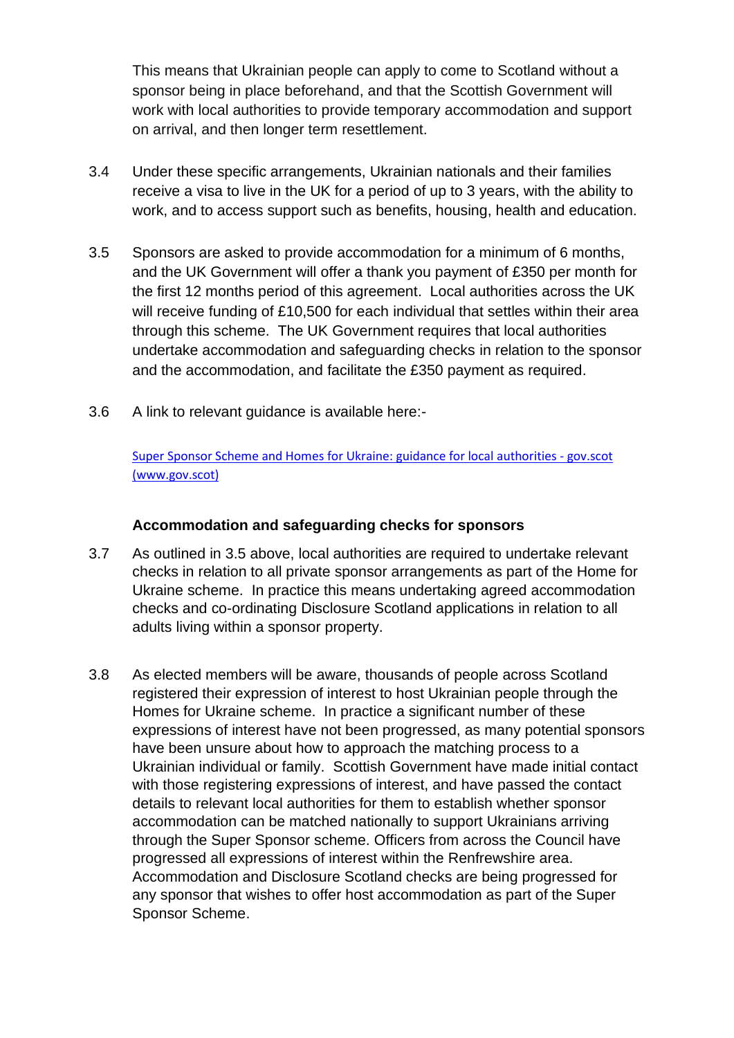This means that Ukrainian people can apply to come to Scotland without a sponsor being in place beforehand, and that the Scottish Government will work with local authorities to provide temporary accommodation and support on arrival, and then longer term resettlement.

3.4 Under these specific arrangements, Ukrainian nationals and their families receive a visa to live in the UK for a period of up to 3 years, with the ability to work, and to access support such as benefits, housing, health and education.

3.5 Sponsors are asked to provide accommodation for a minimum of 6 months, and the UK Government will offer a thank you payment of £350 per month for the first 12 months period of this agreement. Local authorities across the UK will receive funding of £10,500 for each individual that settles within their area through this scheme. The UK Government requires that local authorities undertake accommodation and safeguarding checks in relation to the sponsor and the accommodation, and facilitate the £350 payment as required.

3.6 A link to relevant guidance is available here:-

[Super Sponsor Scheme and Homes for Ukraine: guidance for local authorities - gov.scot (www.gov.scot)](www.gov.scot)

**Accommodation and safeguarding checks for sponsors**

3.7 As outlined in 3.5 above, local authorities are required to undertake relevant checks in relation to all private sponsor arrangements as part of the Home for Ukraine scheme. In practice this means undertaking agreed accommodation checks and co-ordinating Disclosure Scotland applications in relation to all adults living within a sponsor property.

3.8 As elected members will be aware, thousands of people across Scotland registered their expression of interest to host Ukrainian people through the Homes for Ukraine scheme. In practice a significant number of these expressions of interest have not been progressed, as many potential sponsors have been unsure about how to approach the matching process to a Ukrainian individual or family. Scottish Government have made initial contact with those registering expressions of interest, and have passed the contact details to relevant local authorities for them to establish whether sponsor accommodation can be matched nationally to support Ukrainians arriving through the Super Sponsor scheme. Officers from across the Council have progressed all expressions of interest within the Renfrewshire area. Accommodation and Disclosure Scotland checks are being progressed for any sponsor that wishes to offer host accommodation as part of the Super Sponsor Scheme.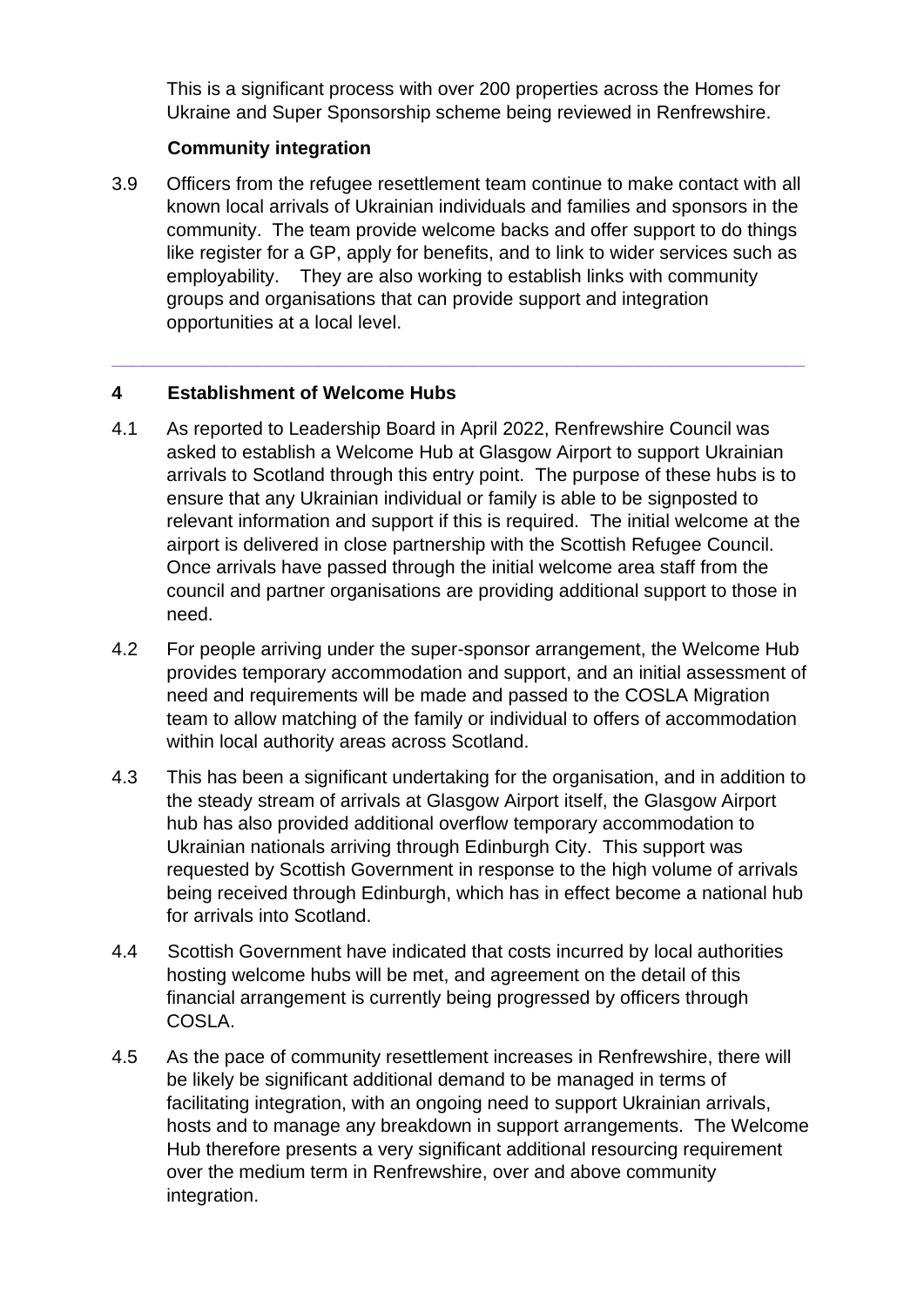This is a significant process with over 200 properties across the Homes for Ukraine and Super Sponsorship scheme being reviewed in Renfrewshire.

**Community integration**

3.9 Officers from the refugee resettlement team continue to make contact with all known local arrivals of Ukrainian individuals and families and sponsors in the community. The team provide welcome backs and offer support to do things like register for a GP, apply for benefits, and to link to wider services such as employability. They are also working to establish links with community groups and organisations that can provide support and integration opportunities at a local level.

---

## 4 Establishment of Welcome Hubs

4.1 As reported to Leadership Board in April 2022, Renfrewshire Council was asked to establish a Welcome Hub at Glasgow Airport to support Ukrainian arrivals to Scotland through this entry point. The purpose of these hubs is to ensure that any Ukrainian individual or family is able to be signposted to relevant information and support if this is required. The initial welcome at the airport is delivered in close partnership with the Scottish Refugee Council. Once arrivals have passed through the initial welcome area staff from the council and partner organisations are providing additional support to those in need.

4.2 For people arriving under the super-sponsor arrangement, the Welcome Hub provides temporary accommodation and support, and an initial assessment of need and requirements will be made and passed to the COSLA Migration team to allow matching of the family or individual to offers of accommodation within local authority areas across Scotland.

4.3 This has been a significant undertaking for the organisation, and in addition to the steady stream of arrivals at Glasgow Airport itself, the Glasgow Airport hub has also provided additional overflow temporary accommodation to Ukrainian nationals arriving through Edinburgh City. This support was requested by Scottish Government in response to the high volume of arrivals being received through Edinburgh, which has in effect become a national hub for arrivals into Scotland.

4.4 Scottish Government have indicated that costs incurred by local authorities hosting welcome hubs will be met, and agreement on the detail of this financial arrangement is currently being progressed by officers through COSLA.

4.5 As the pace of community resettlement increases in Renfrewshire, there will be likely be significant additional demand to be managed in terms of facilitating integration, with an ongoing need to support Ukrainian arrivals, hosts and to manage any breakdown in support arrangements. The Welcome Hub therefore presents a very significant additional resourcing requirement over the medium term in Renfrewshire, over and above community integration.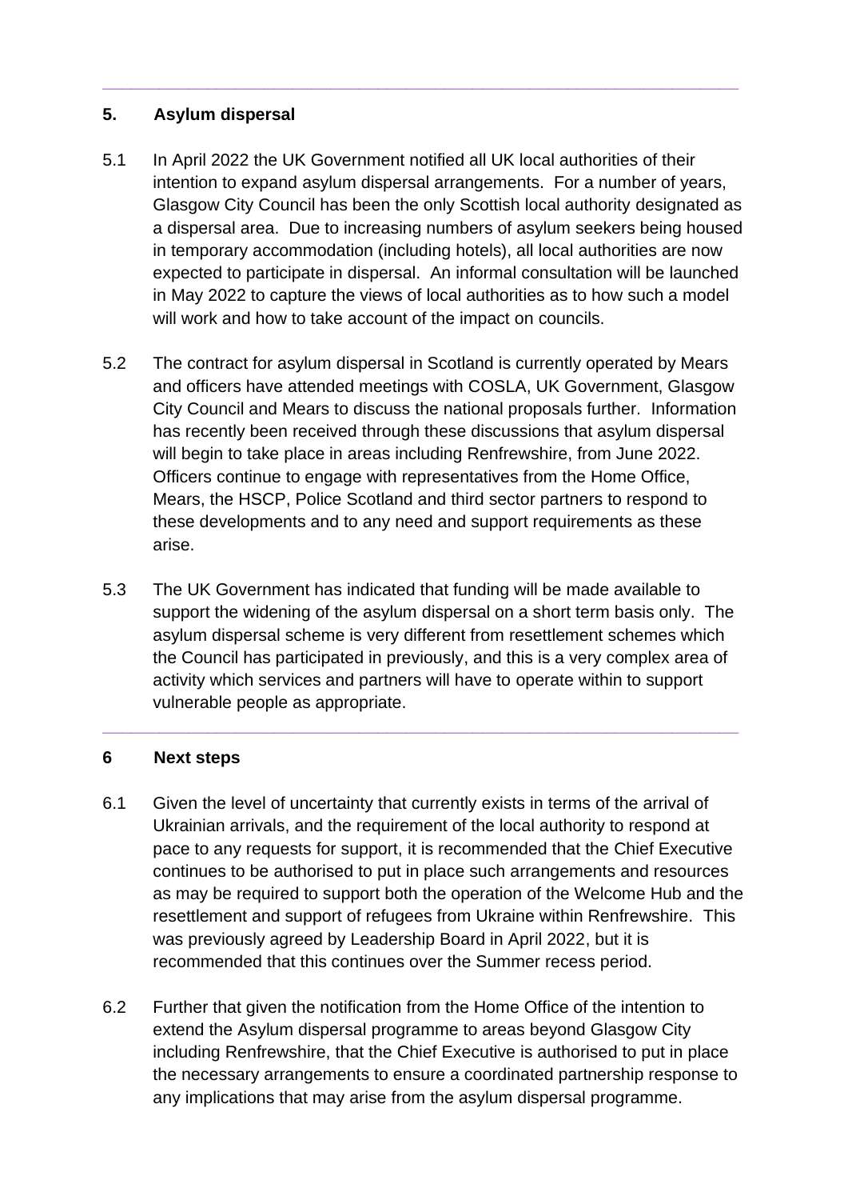## 5. Asylum dispersal

5.1 In April 2022 the UK Government notified all UK local authorities of their intention to expand asylum dispersal arrangements. For a number of years, Glasgow City Council has been the only Scottish local authority designated as a dispersal area. Due to increasing numbers of asylum seekers being housed in temporary accommodation (including hotels), all local authorities are now expected to participate in dispersal. An informal consultation will be launched in May 2022 to capture the views of local authorities as to how such a model will work and how to take account of the impact on councils.

5.2 The contract for asylum dispersal in Scotland is currently operated by Mears and officers have attended meetings with COSLA, UK Government, Glasgow City Council and Mears to discuss the national proposals further. Information has recently been received through these discussions that asylum dispersal will begin to take place in areas including Renfrewshire, from June 2022. Officers continue to engage with representatives from the Home Office, Mears, the HSCP, Police Scotland and third sector partners to respond to these developments and to any need and support requirements as these arise.

5.3 The UK Government has indicated that funding will be made available to support the widening of the asylum dispersal on a short term basis only. The asylum dispersal scheme is very different from resettlement schemes which the Council has participated in previously, and this is a very complex area of activity which services and partners will have to operate within to support vulnerable people as appropriate.

## 6 Next steps

6.1 Given the level of uncertainty that currently exists in terms of the arrival of Ukrainian arrivals, and the requirement of the local authority to respond at pace to any requests for support, it is recommended that the Chief Executive continues to be authorised to put in place such arrangements and resources as may be required to support both the operation of the Welcome Hub and the resettlement and support of refugees from Ukraine within Renfrewshire. This was previously agreed by Leadership Board in April 2022, but it is recommended that this continues over the Summer recess period.

6.2 Further that given the notification from the Home Office of the intention to extend the Asylum dispersal programme to areas beyond Glasgow City including Renfrewshire, that the Chief Executive is authorised to put in place the necessary arrangements to ensure a coordinated partnership response to any implications that may arise from the asylum dispersal programme.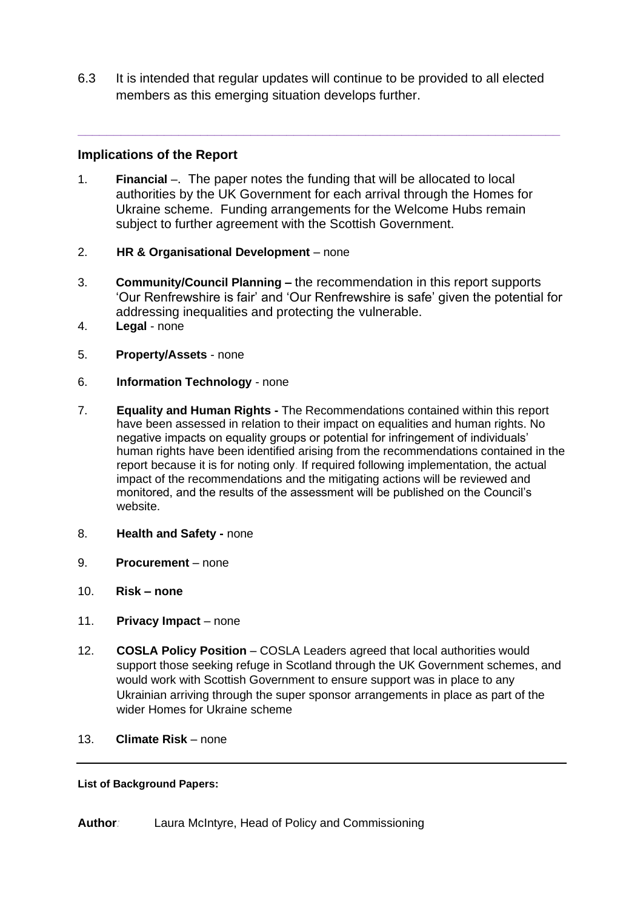6.3 It is intended that regular updates will continue to be provided to all elected members as this emerging situation develops further.

---

## Implications of the Report

1. **Financial** –. The paper notes the funding that will be allocated to local authorities by the UK Government for each arrival through the Homes for Ukraine scheme. Funding arrangements for the Welcome Hubs remain subject to further agreement with the Scottish Government.

2. **HR & Organisational Development** – none

3. **Community/Council Planning –** the recommendation in this report supports 'Our Renfrewshire is fair' and 'Our Renfrewshire is safe' given the potential for addressing inequalities and protecting the vulnerable.

4. **Legal** - none

5. **Property/Assets** - none

6. **Information Technology** - none

7. **Equality and Human Rights -** The Recommendations contained within this report have been assessed in relation to their impact on equalities and human rights. No negative impacts on equality groups or potential for infringement of individuals' human rights have been identified arising from the recommendations contained in the report because it is for noting only. If required following implementation, the actual impact of the recommendations and the mitigating actions will be reviewed and monitored, and the results of the assessment will be published on the Council's website.

8. **Health and Safety -** none

9. **Procurement** – none

10. **Risk – none**

11. **Privacy Impact** – none

12. **COSLA Policy Position** – COSLA Leaders agreed that local authorities would support those seeking refuge in Scotland through the UK Government schemes, and would work with Scottish Government to ensure support was in place to any Ukrainian arriving through the super sponsor arrangements in place as part of the wider Homes for Ukraine scheme

13. **Climate Risk** – none

---

**List of Background Papers:**

**Author**: Laura McIntyre, Head of Policy and Commissioning